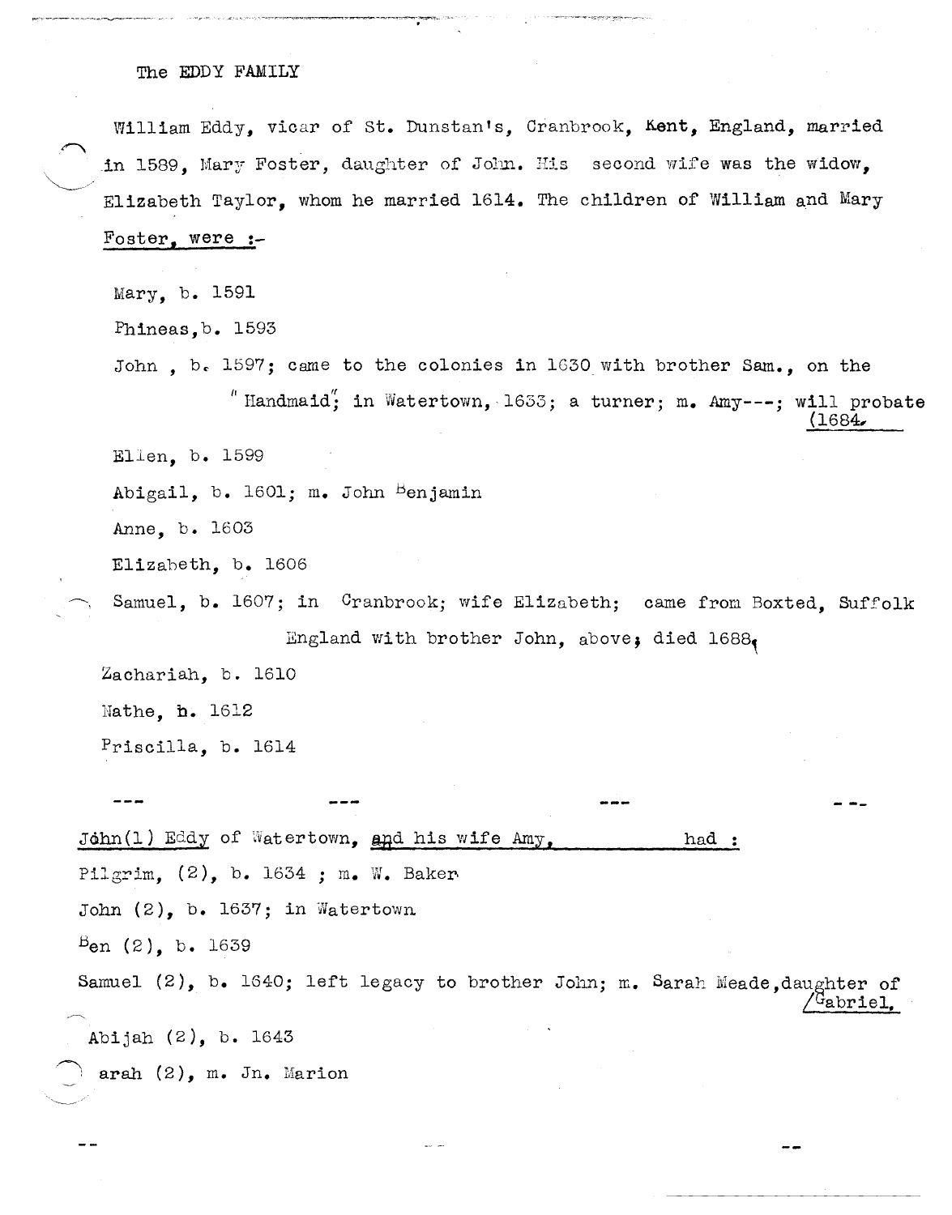# The EDDY FAMILY

William Eddy, vicar of St. Dunstan's, Cranbrook, Kent, England, married in 1589, Mary Foster, daughter of John. His second wife was the widow, Elizabeth Taylor, whom he married 1614. The children of William and Mary Foster, were :-

Mary, b. 1591

Phineas, b. 1593

John , b. 1597; came to the colonies in 1630 with brother Sam., on the "Handmaid"; in Watertown, 1633; a turner; m. Amy---; will probate (1684.

Ellen, b. 1599

Abigail, b. 1601; m. John Benjamin

Anne, b. 1603

Elizabeth, b. 1606

Samuel, b. 1607; in Cranbrook; wife Elizabeth; came from Boxted, Suffolk England with brother John, above; died 1688,

Zachariah, b. 1610

Nathe, b. 1612

Priscilla, b. 1614

--- --- --- ---

John(1) Eddy of Watertown, and his wife Amy, had :

Pilgrim, (2), b. 1634 ; m. W. Baker

John (2), b. 1637; in Watertown

Ben (2), b. 1639

Samuel (2), b. 1640; left legacy to brother John; m. Sarah Meade, daughter of Gabriel,

Abijah (2), b. 1643

arah (2), m. Jn. Marion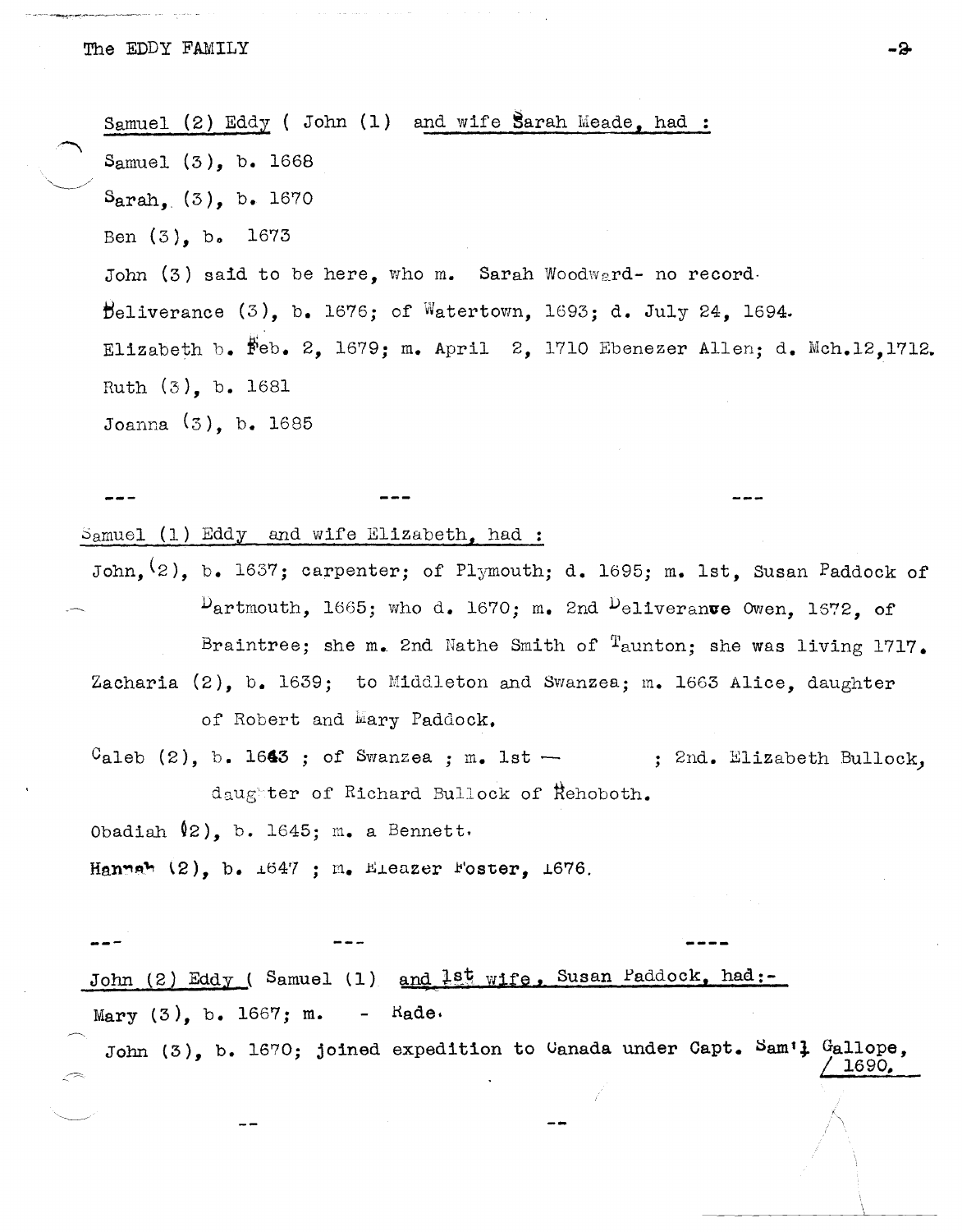Samuel (2) Eddy ( John (1) and wife Sarah Meade, had :

Samuel (3), b. 1668

Sarah, (3), b. 1670

Ben (3), b. 1673

John (3) said to be here, who m. Sarah Woodward- no record.

Deliverance (3), b. 1676; of Watertown, 1693; d. July 24, 1694.

Elizabeth b. Feb. 2, 1679; m. April 2, 1710 Ebenezer Allen; d. Mch.12,1712.

Ruth (3), b. 1681

Joanna (3), b. 1685

--- --- ---

Samuel (1) Eddy and wife Elizabeth, had :

John, (2), b. 1637; carpenter; of Plymouth; d. 1695; m. 1st, Susan Paddock of Dartmouth, 1665; who d. 1670; m. 2nd Deliverance Owen, 1672, of Braintree; she m. 2nd Nathe Smith of Taunton; she was living 1717.

Zacharia (2), b. 1639; to Middleton and Swanzea; m. 1663 Alice, daughter of Robert and Mary Paddock.

Caleb (2), b. 1643 ; of Swanzea ; m. 1st — ; 2nd. Elizabeth Bullock, daughter of Richard Bullock of Rehoboth.

Obadiah (2), b. 1645; m. a Bennett.

Hannah (2), b. 1647 ; m. Eleazer Foster, 1676.

--- --- ----

John (2) Eddy ( Samuel (1) and 1st wife, Susan Paddock, had:-

Mary (3), b. 1667; m. - Rade.

John (3), b. 1670; joined expedition to Canada under Capt. Sam'l Gallope, / 1690,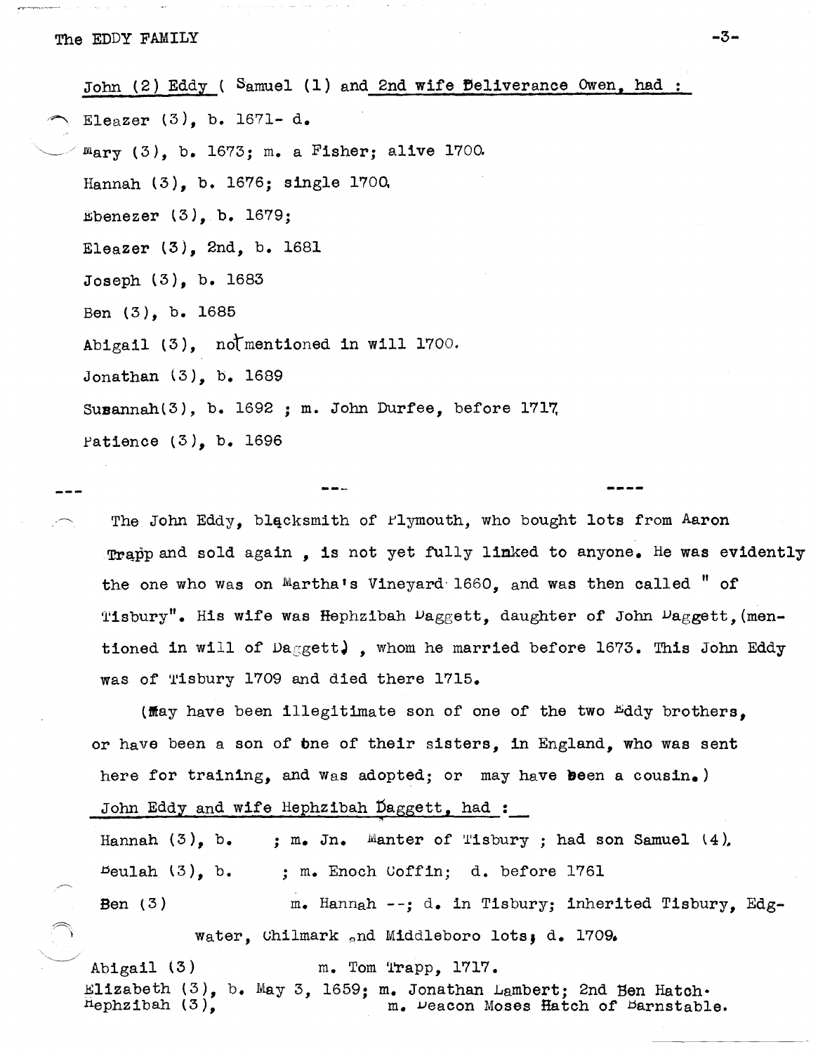John (2) Eddy ( Samuel (1) and 2nd wife Deliverance Owen, had :

Eleazer (3), b. 1671- d.

Mary (3), b. 1673; m. a Fisher; alive 1700.

Hannah (3), b. 1676; single 1700,

Ebenezer (3), b. 1679;

Eleazer (3), 2nd, b. 1681

Joseph (3), b. 1683

Ben (3), b. 1685

Abigail (3), not mentioned in will 1700.

Jonathan (3), b. 1689

Susannah(3), b. 1692 ; m. John Durfee, before 1717,

Patience (3), b. 1696

--- --- ----

The John Eddy, blacksmith of Plymouth, who bought lots from Aaron Trapp and sold again , is not yet fully linked to anyone. He was evidently the one who was on Martha's Vineyard 1660, and was then called " of Tisbury". His wife was Hephzibah Daggett, daughter of John Daggett,(mentioned in will of Daggett) , whom he married before 1673. This John Eddy was of Tisbury 1709 and died there 1715.

(May have been illegitimate son of one of the two Eddy brothers, or have been a son of one of their sisters, in England, who was sent here for training, and was adopted; or may have been a cousin.)

John Eddy and wife Hephzibah Daggett, had :

Hannah (3), b. ; m. Jn. Manter of Tisbury ; had son Samuel (4),

Beulah (3), b. ; m. Enoch Coffin; d. before 1761

Ben (3) m. Hannah --; d. in Tisbury; inherited Tisbury, Edgwater, Chilmark and Middleboro lots; d. 1709.

Abigail (3) m. Tom Trapp, 1717.

Elizabeth (3), b. May 3, 1659; m. Jonathan Lambert; 2nd Ben Hatch.

Hephzibah (3), m. Deacon Moses Hatch of Barnstable.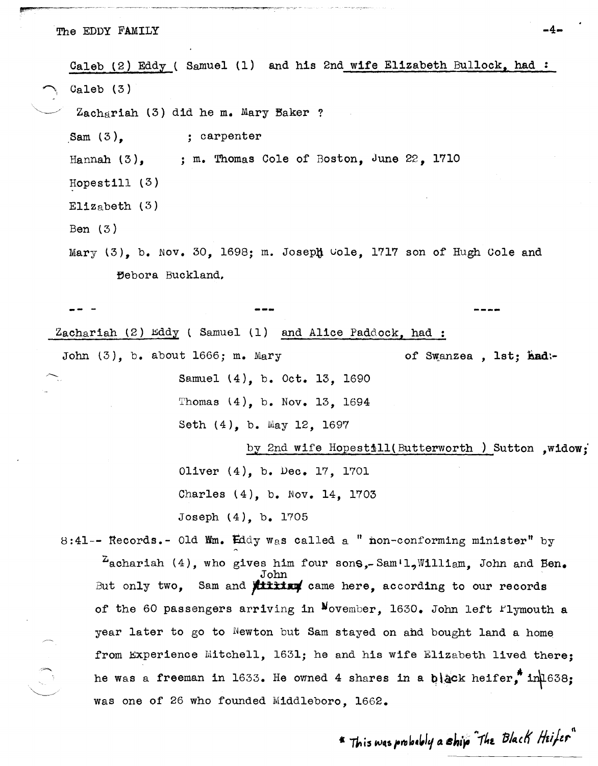Caleb (2) Eddy ( Samuel (1) and his 2nd wife Elizabeth Bullock, had :

Caleb (3)

Zachariah (3) did he m. Mary Baker ?

Sam (3), ; carpenter

Hannah (3), ; m. Thomas Cole of Boston, June 22, 1710

Hopestill (3)

Elizabeth (3)

Ben (3)

Mary (3), b. Nov. 30, 1698; m. Joseph Cole, 1717 son of Hugh Cole and Debora Buckland.

-- - --- ----

Zachariah (2) Eddy ( Samuel (1) and Alice Paddock, had :

John (3), b. about 1666; m. Mary of Swanzea , 1st; had:-

Samuel (4), b. Oct. 13, 1690

Thomas (4), b. Nov. 13, 1694

Seth (4), b. May 12, 1697

by 2nd wife Hopestill(Butterworth ) Sutton ,widow;

Oliver (4), b. Dec. 17, 1701

Charles (4), b. Nov. 14, 1703

Joseph (4), b. 1705

8:41-- Records.- Old Wm. Eddy was called a " non-conforming minister" by Zachariah (4), who gives him four sons,- Sam'l,William, John and Ben. But only two, Sam and ~~William~~ John came here, according to our records of the 60 passengers arriving in November, 1630. John left Plymouth a year later to go to Newton but Sam stayed on and bought land a home from Experience Mitchell, 1631; he and his wife Elizabeth lived there; he was a freeman in 1633. He owned 4 shares in a black heifer,* in 1638; was one of 26 who founded Middleboro, 1662.

* This was probably a ship "The Black Heifer"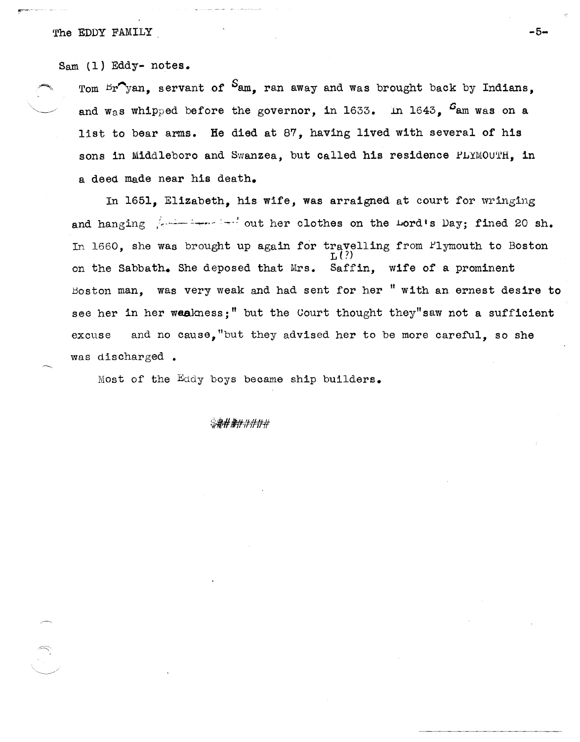Sam (1) Eddy- notes.

Tom Br^yan, servant of Sam, ran away and was brought back by Indians, and was whipped before the governor, in 1633. In 1643, Sam was on a list to bear arms. He died at 87, having lived with several of his sons in Middleboro and Swanzea, but called his residence PLYMOUTH, in a deed made near his death.

In 1651, Elizabeth, his wife, was arraigned at court for wringing and hanging out her clothes on the Lord's Day; fined 20 sh. In 1660, she was brought up again for travelling from Plymouth to Boston on the Sabbath. She deposed that Mrs. L(?) Saffin, wife of a prominent Boston man, was very weak and had sent for her " with an ernest desire to see her in her weakness;" but the Court thought they"saw not a sufficient excuse and no cause,"but they advised her to be more careful, so she was discharged .

Most of the Eddy boys became ship builders.

$##########